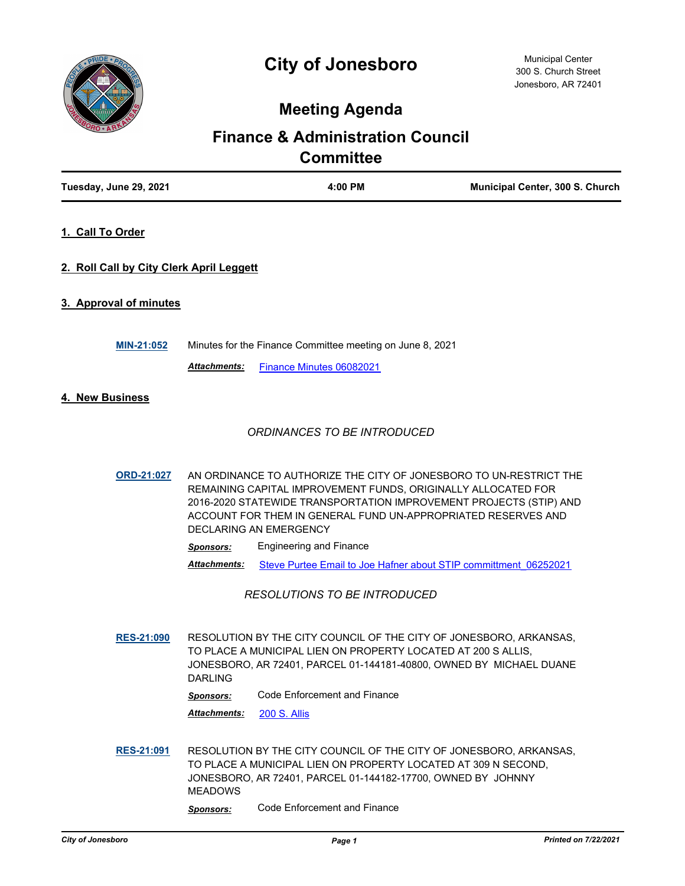# City of Jonesboro

Municipal Center
300 S. Church Street
Jonesboro, AR 72401

## Meeting Agenda

## Finance & Administration Council Committee

| Tuesday, June 29, 2021 | 4:00 PM | Municipal Center, 300 S. Church |
|---|---|---|

### 1. Call To Order

### 2. Roll Call by City Clerk April Leggett

### 3. Approval of minutes

**MIN-21:052** Minutes for the Finance Committee meeting on June 8, 2021

***Attachments:*** Finance Minutes 06082021

### 4. New Business

*ORDINANCES TO BE INTRODUCED*

**ORD-21:027** AN ORDINANCE TO AUTHORIZE THE CITY OF JONESBORO TO UN-RESTRICT THE REMAINING CAPITAL IMPROVEMENT FUNDS, ORIGINALLY ALLOCATED FOR 2016-2020 STATEWIDE TRANSPORTATION IMPROVEMENT PROJECTS (STIP) AND ACCOUNT FOR THEM IN GENERAL FUND UN-APPROPRIATED RESERVES AND DECLARING AN EMERGENCY

***Sponsors:*** Engineering and Finance

***Attachments:*** Steve Purtee Email to Joe Hafner about STIP committment_06252021

*RESOLUTIONS TO BE INTRODUCED*

**RES-21:090** RESOLUTION BY THE CITY COUNCIL OF THE CITY OF JONESBORO, ARKANSAS, TO PLACE A MUNICIPAL LIEN ON PROPERTY LOCATED AT 200 S ALLIS, JONESBORO, AR 72401, PARCEL 01-144181-40800, OWNED BY MICHAEL DUANE DARLING

***Sponsors:*** Code Enforcement and Finance

***Attachments:*** 200 S. Allis

**RES-21:091** RESOLUTION BY THE CITY COUNCIL OF THE CITY OF JONESBORO, ARKANSAS, TO PLACE A MUNICIPAL LIEN ON PROPERTY LOCATED AT 309 N SECOND, JONESBORO, AR 72401, PARCEL 01-144182-17700, OWNED BY JOHNNY MEADOWS

***Sponsors:*** Code Enforcement and Finance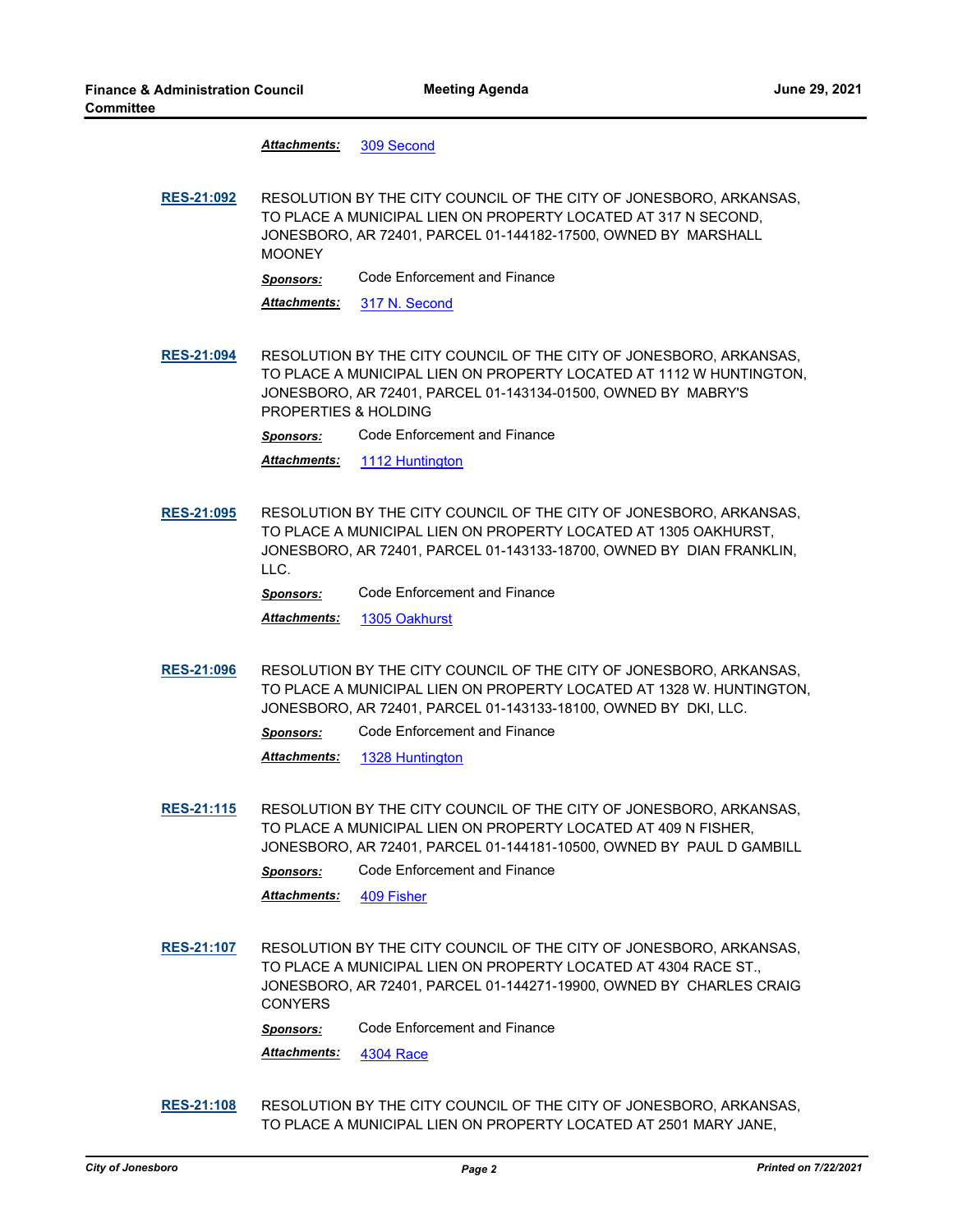***Attachments:*** [309 Second]

**[RES-21:092]** RESOLUTION BY THE CITY COUNCIL OF THE CITY OF JONESBORO, ARKANSAS, TO PLACE A MUNICIPAL LIEN ON PROPERTY LOCATED AT 317 N SECOND, JONESBORO, AR 72401, PARCEL 01-144182-17500, OWNED BY MARSHALL MOONEY

***Sponsors:*** Code Enforcement and Finance

***Attachments:*** [317 N. Second]

**[RES-21:094]** RESOLUTION BY THE CITY COUNCIL OF THE CITY OF JONESBORO, ARKANSAS, TO PLACE A MUNICIPAL LIEN ON PROPERTY LOCATED AT 1112 W HUNTINGTON, JONESBORO, AR 72401, PARCEL 01-143134-01500, OWNED BY MABRY'S PROPERTIES & HOLDING

***Sponsors:*** Code Enforcement and Finance

***Attachments:*** [1112 Huntington]

**[RES-21:095]** RESOLUTION BY THE CITY COUNCIL OF THE CITY OF JONESBORO, ARKANSAS, TO PLACE A MUNICIPAL LIEN ON PROPERTY LOCATED AT 1305 OAKHURST, JONESBORO, AR 72401, PARCEL 01-143133-18700, OWNED BY DIAN FRANKLIN, LLC.

***Sponsors:*** Code Enforcement and Finance

***Attachments:*** [1305 Oakhurst]

**[RES-21:096]** RESOLUTION BY THE CITY COUNCIL OF THE CITY OF JONESBORO, ARKANSAS, TO PLACE A MUNICIPAL LIEN ON PROPERTY LOCATED AT 1328 W. HUNTINGTON, JONESBORO, AR 72401, PARCEL 01-143133-18100, OWNED BY DKI, LLC.

***Sponsors:*** Code Enforcement and Finance

***Attachments:*** [1328 Huntington]

**[RES-21:115]** RESOLUTION BY THE CITY COUNCIL OF THE CITY OF JONESBORO, ARKANSAS, TO PLACE A MUNICIPAL LIEN ON PROPERTY LOCATED AT 409 N FISHER, JONESBORO, AR 72401, PARCEL 01-144181-10500, OWNED BY PAUL D GAMBILL

***Sponsors:*** Code Enforcement and Finance

***Attachments:*** [409 Fisher]

**[RES-21:107]** RESOLUTION BY THE CITY COUNCIL OF THE CITY OF JONESBORO, ARKANSAS, TO PLACE A MUNICIPAL LIEN ON PROPERTY LOCATED AT 4304 RACE ST., JONESBORO, AR 72401, PARCEL 01-144271-19900, OWNED BY CHARLES CRAIG CONYERS

***Sponsors:*** Code Enforcement and Finance

***Attachments:*** [4304 Race]

**[RES-21:108]** RESOLUTION BY THE CITY COUNCIL OF THE CITY OF JONESBORO, ARKANSAS, TO PLACE A MUNICIPAL LIEN ON PROPERTY LOCATED AT 2501 MARY JANE,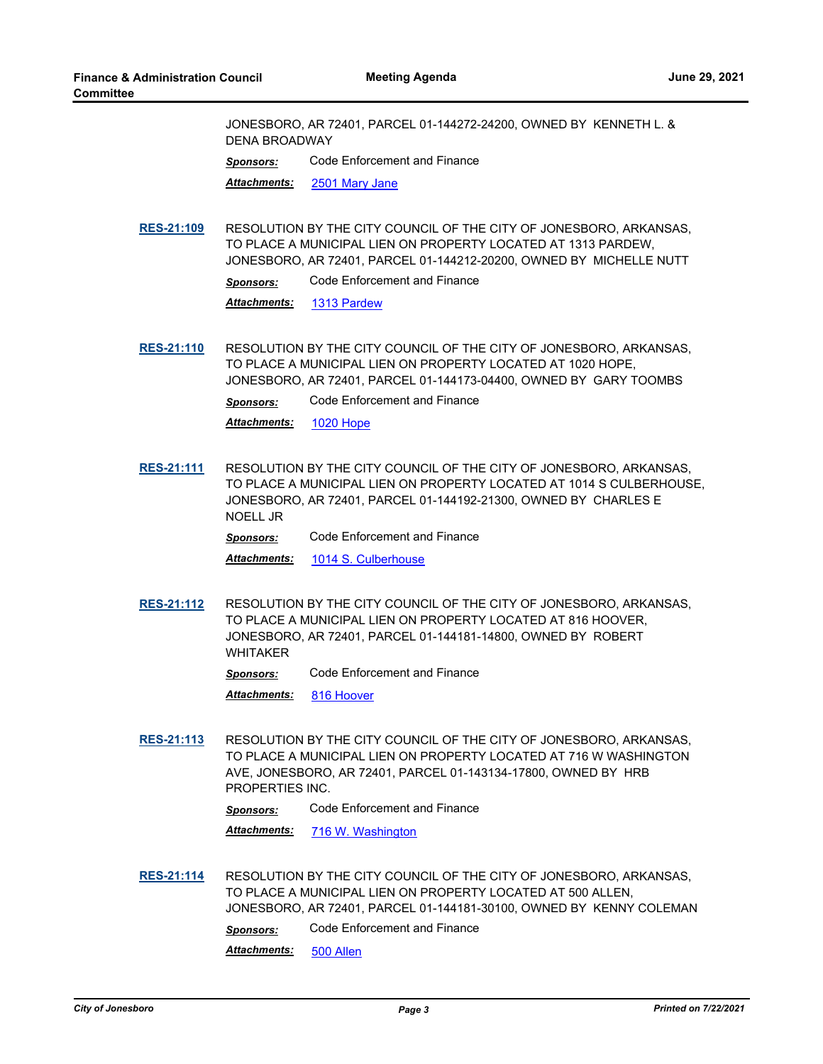JONESBORO, AR 72401, PARCEL 01-144272-24200, OWNED BY KENNETH L. & DENA BROADWAY

***Sponsors:*** Code Enforcement and Finance

***Attachments:*** 2501 Mary Jane

**RES-21:109** RESOLUTION BY THE CITY COUNCIL OF THE CITY OF JONESBORO, ARKANSAS, TO PLACE A MUNICIPAL LIEN ON PROPERTY LOCATED AT 1313 PARDEW, JONESBORO, AR 72401, PARCEL 01-144212-20200, OWNED BY MICHELLE NUTT

***Sponsors:*** Code Enforcement and Finance

***Attachments:*** 1313 Pardew

**RES-21:110** RESOLUTION BY THE CITY COUNCIL OF THE CITY OF JONESBORO, ARKANSAS, TO PLACE A MUNICIPAL LIEN ON PROPERTY LOCATED AT 1020 HOPE, JONESBORO, AR 72401, PARCEL 01-144173-04400, OWNED BY GARY TOOMBS

***Sponsors:*** Code Enforcement and Finance

***Attachments:*** 1020 Hope

**RES-21:111** RESOLUTION BY THE CITY COUNCIL OF THE CITY OF JONESBORO, ARKANSAS, TO PLACE A MUNICIPAL LIEN ON PROPERTY LOCATED AT 1014 S CULBERHOUSE, JONESBORO, AR 72401, PARCEL 01-144192-21300, OWNED BY CHARLES E NOELL JR

***Sponsors:*** Code Enforcement and Finance

***Attachments:*** 1014 S. Culberhouse

**RES-21:112** RESOLUTION BY THE CITY COUNCIL OF THE CITY OF JONESBORO, ARKANSAS, TO PLACE A MUNICIPAL LIEN ON PROPERTY LOCATED AT 816 HOOVER, JONESBORO, AR 72401, PARCEL 01-144181-14800, OWNED BY ROBERT WHITAKER

***Sponsors:*** Code Enforcement and Finance

***Attachments:*** 816 Hoover

**RES-21:113** RESOLUTION BY THE CITY COUNCIL OF THE CITY OF JONESBORO, ARKANSAS, TO PLACE A MUNICIPAL LIEN ON PROPERTY LOCATED AT 716 W WASHINGTON AVE, JONESBORO, AR 72401, PARCEL 01-143134-17800, OWNED BY HRB PROPERTIES INC.

***Sponsors:*** Code Enforcement and Finance

***Attachments:*** 716 W. Washington

**RES-21:114** RESOLUTION BY THE CITY COUNCIL OF THE CITY OF JONESBORO, ARKANSAS, TO PLACE A MUNICIPAL LIEN ON PROPERTY LOCATED AT 500 ALLEN, JONESBORO, AR 72401, PARCEL 01-144181-30100, OWNED BY KENNY COLEMAN

***Sponsors:*** Code Enforcement and Finance

***Attachments:*** 500 Allen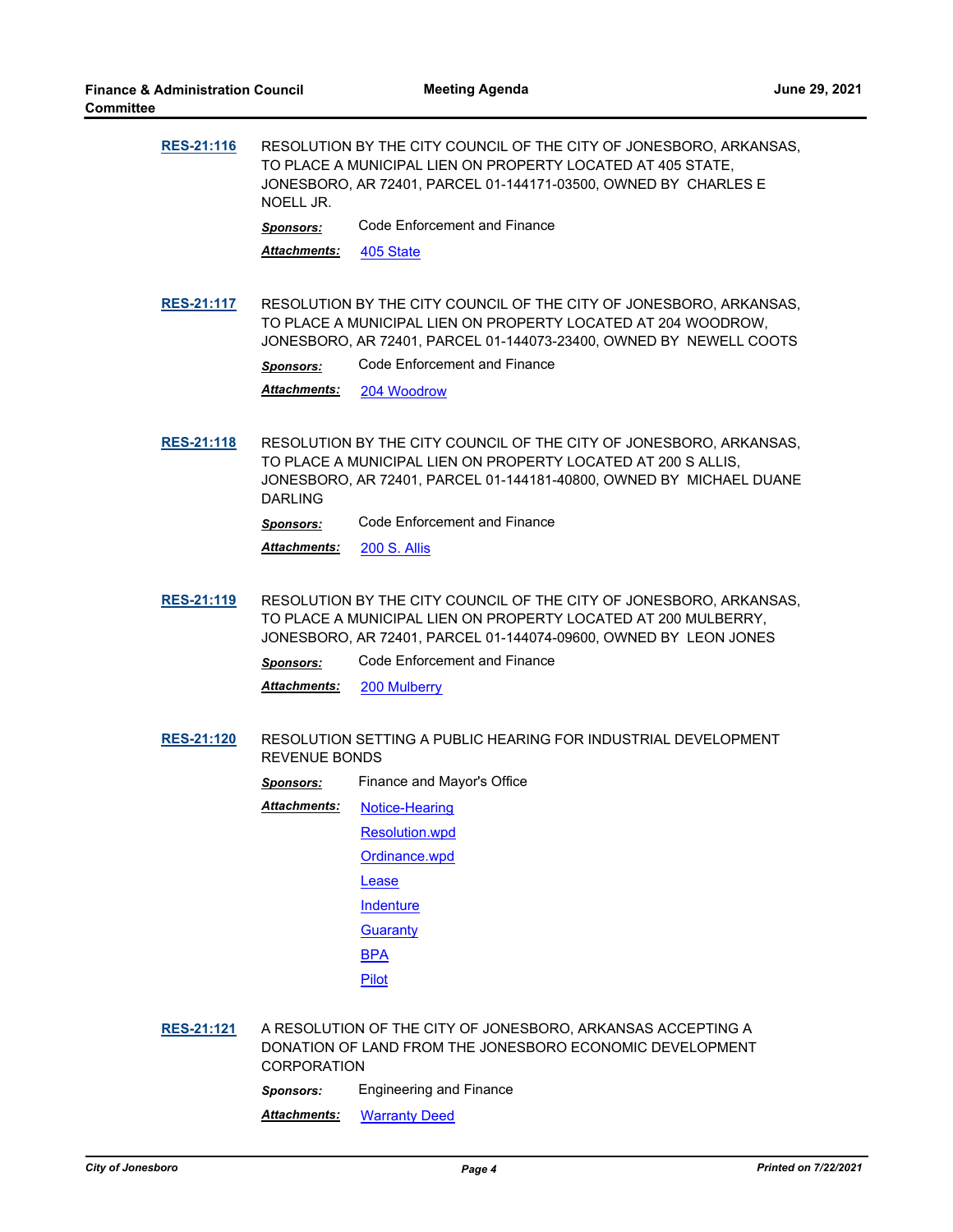**RES-21:116** RESOLUTION BY THE CITY COUNCIL OF THE CITY OF JONESBORO, ARKANSAS, TO PLACE A MUNICIPAL LIEN ON PROPERTY LOCATED AT 405 STATE, JONESBORO, AR 72401, PARCEL 01-144171-03500, OWNED BY CHARLES E NOELL JR.

***Sponsors:*** Code Enforcement and Finance

***Attachments:*** 405 State

**RES-21:117** RESOLUTION BY THE CITY COUNCIL OF THE CITY OF JONESBORO, ARKANSAS, TO PLACE A MUNICIPAL LIEN ON PROPERTY LOCATED AT 204 WOODROW, JONESBORO, AR 72401, PARCEL 01-144073-23400, OWNED BY NEWELL COOTS

***Sponsors:*** Code Enforcement and Finance

***Attachments:*** 204 Woodrow

**RES-21:118** RESOLUTION BY THE CITY COUNCIL OF THE CITY OF JONESBORO, ARKANSAS, TO PLACE A MUNICIPAL LIEN ON PROPERTY LOCATED AT 200 S ALLIS, JONESBORO, AR 72401, PARCEL 01-144181-40800, OWNED BY MICHAEL DUANE DARLING

***Sponsors:*** Code Enforcement and Finance

***Attachments:*** 200 S. Allis

**RES-21:119** RESOLUTION BY THE CITY COUNCIL OF THE CITY OF JONESBORO, ARKANSAS, TO PLACE A MUNICIPAL LIEN ON PROPERTY LOCATED AT 200 MULBERRY, JONESBORO, AR 72401, PARCEL 01-144074-09600, OWNED BY LEON JONES

***Sponsors:*** Code Enforcement and Finance

***Attachments:*** 200 Mulberry

**RES-21:120** RESOLUTION SETTING A PUBLIC HEARING FOR INDUSTRIAL DEVELOPMENT REVENUE BONDS

***Sponsors:*** Finance and Mayor's Office

***Attachments:*** Notice-Hearing
Resolution.wpd
Ordinance.wpd
Lease
Indenture
Guaranty
BPA
Pilot

**RES-21:121** A RESOLUTION OF THE CITY OF JONESBORO, ARKANSAS ACCEPTING A DONATION OF LAND FROM THE JONESBORO ECONOMIC DEVELOPMENT CORPORATION

***Sponsors:*** Engineering and Finance

***Attachments:*** Warranty Deed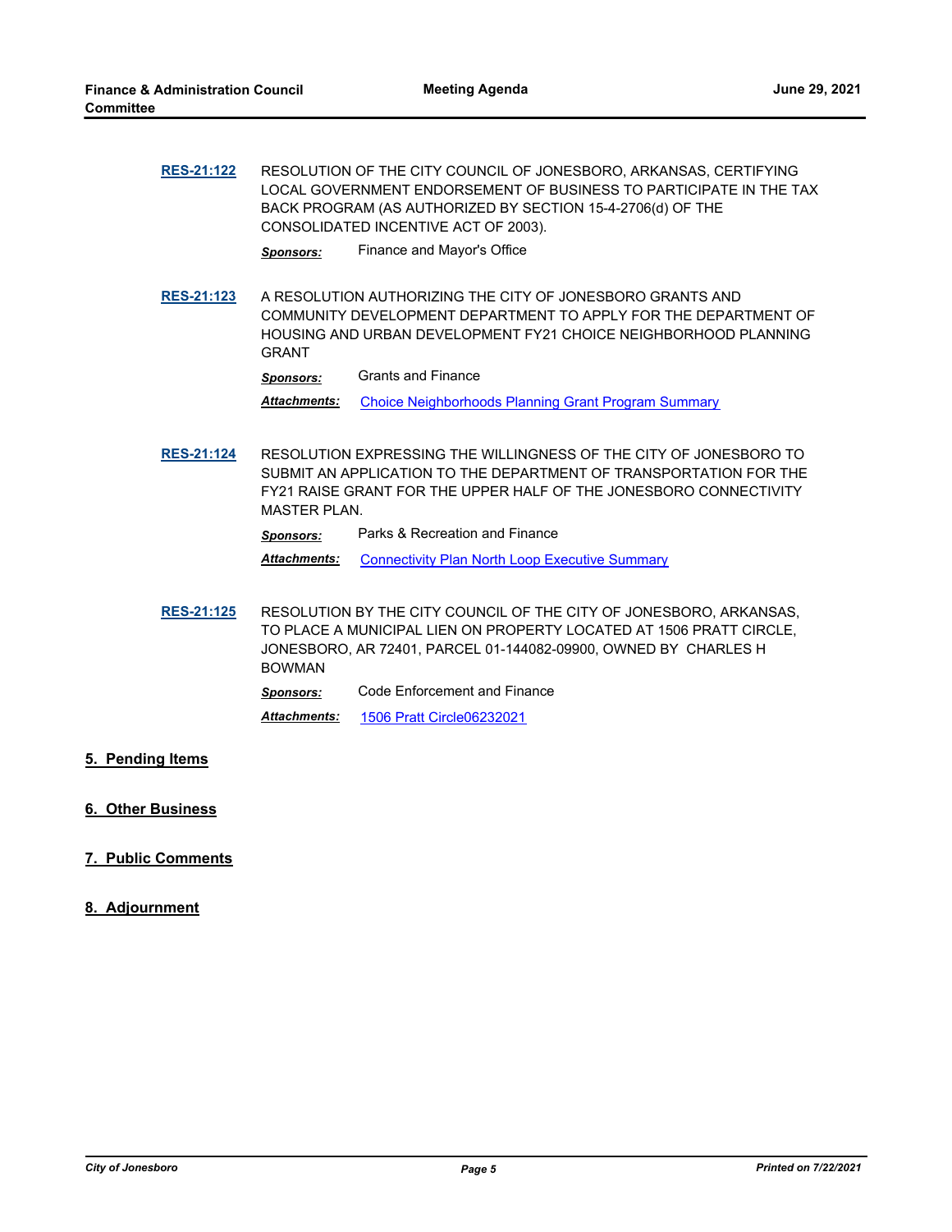**RES-21:122** RESOLUTION OF THE CITY COUNCIL OF JONESBORO, ARKANSAS, CERTIFYING LOCAL GOVERNMENT ENDORSEMENT OF BUSINESS TO PARTICIPATE IN THE TAX BACK PROGRAM (AS AUTHORIZED BY SECTION 15-4-2706(d) OF THE CONSOLIDATED INCENTIVE ACT OF 2003).

***Sponsors:*** Finance and Mayor's Office

**RES-21:123** A RESOLUTION AUTHORIZING THE CITY OF JONESBORO GRANTS AND COMMUNITY DEVELOPMENT DEPARTMENT TO APPLY FOR THE DEPARTMENT OF HOUSING AND URBAN DEVELOPMENT FY21 CHOICE NEIGHBORHOOD PLANNING GRANT

***Sponsors:*** Grants and Finance

***Attachments:*** Choice Neighborhoods Planning Grant Program Summary

**RES-21:124** RESOLUTION EXPRESSING THE WILLINGNESS OF THE CITY OF JONESBORO TO SUBMIT AN APPLICATION TO THE DEPARTMENT OF TRANSPORTATION FOR THE FY21 RAISE GRANT FOR THE UPPER HALF OF THE JONESBORO CONNECTIVITY MASTER PLAN.

***Sponsors:*** Parks & Recreation and Finance

***Attachments:*** Connectivity Plan North Loop Executive Summary

**RES-21:125** RESOLUTION BY THE CITY COUNCIL OF THE CITY OF JONESBORO, ARKANSAS, TO PLACE A MUNICIPAL LIEN ON PROPERTY LOCATED AT 1506 PRATT CIRCLE, JONESBORO, AR 72401, PARCEL 01-144082-09900, OWNED BY CHARLES H BOWMAN

***Sponsors:*** Code Enforcement and Finance

***Attachments:*** 1506 Pratt Circle06232021

## 5. Pending Items

## 6. Other Business

## 7. Public Comments

## 8. Adjournment